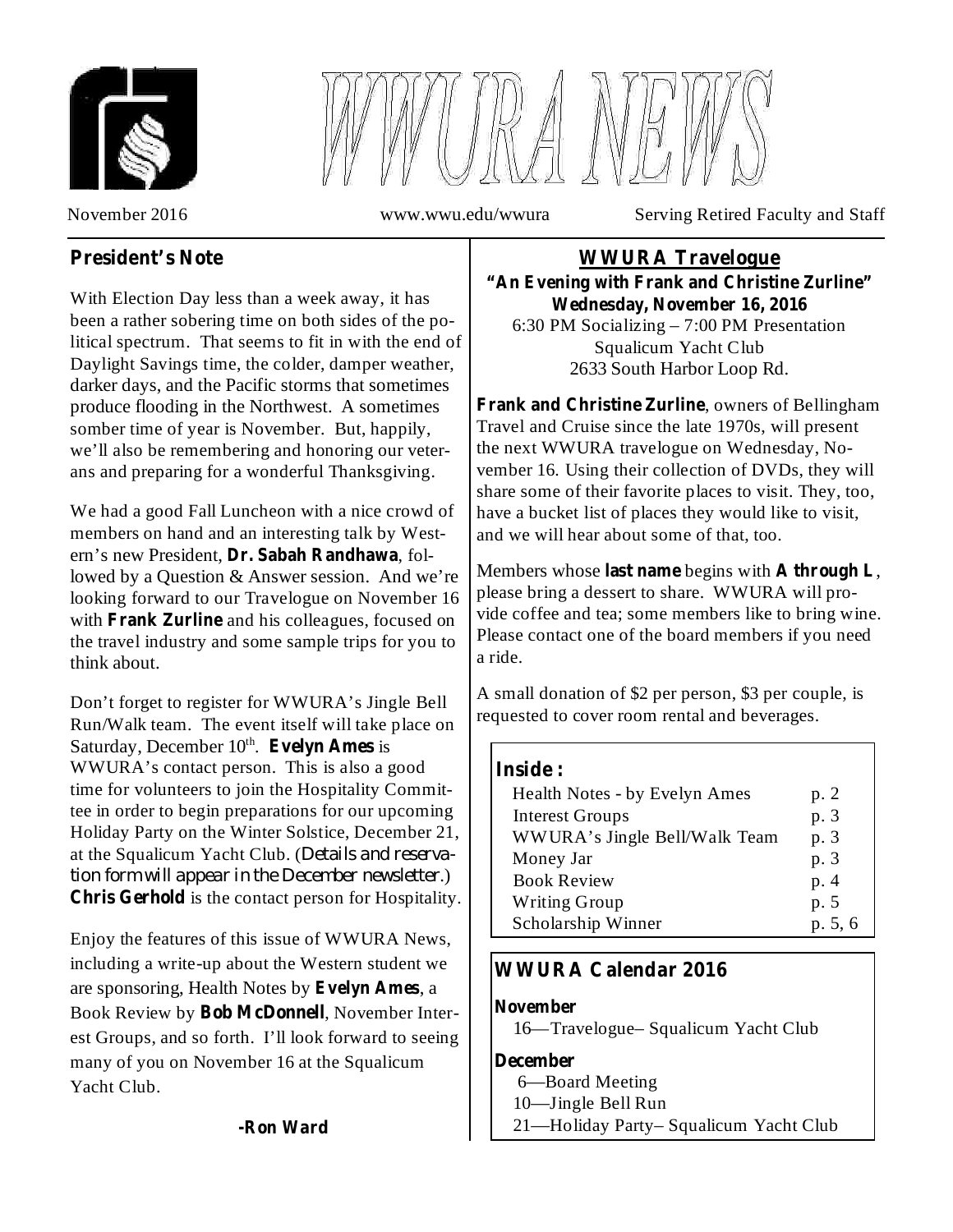# WWURA NEWS

November 2016 — www.wwu.edu/wwura — Serving Retired Faculty and Staff

## President's Note

With Election Day less than a week away, it has been a rather sobering time on both sides of the political spectrum. That seems to fit in with the end of Daylight Savings time, the colder, damper weather, darker days, and the Pacific storms that sometimes produce flooding in the Northwest. A sometimes somber time of year is November. But, happily, we'll also be remembering and honoring our veterans and preparing for a wonderful Thanksgiving.

We had a good Fall Luncheon with a nice crowd of members on hand and an interesting talk by Western's new President, **Dr. Sabah Randhawa**, followed by a Question & Answer session. And we're looking forward to our Travelogue on November 16 with **Frank Zurline** and his colleagues, focused on the travel industry and some sample trips for you to think about.

Don't forget to register for WWURA's Jingle Bell Run/Walk team. The event itself will take place on Saturday, December 10th. **Evelyn Ames** is WWURA's contact person. This is also a good time for volunteers to join the Hospitality Committee in order to begin preparations for our upcoming Holiday Party on the Winter Solstice, December 21, at the Squalicum Yacht Club. (*Details and reservation form will appear in the December newsletter.*) **Chris Gerhold** is the contact person for Hospitality.

Enjoy the features of this issue of WWURA News, including a write-up about the Western student we are sponsoring, Health Notes by **Evelyn Ames**, a Book Review by **Bob McDonnell**, November Interest Groups, and so forth. I'll look forward to seeing many of you on November 16 at the Squalicum Yacht Club.

**-Ron Ward**

## WWURA Travelogue

**"An Evening with Frank and Christine Zurline"**
**Wednesday, November 16, 2016**
6:30 PM Socializing – 7:00 PM Presentation
Squalicum Yacht Club
2633 South Harbor Loop Rd.

**Frank and Christine Zurline**, owners of Bellingham Travel and Cruise since the late 1970s, will present the next WWURA travelogue on Wednesday, November 16. Using their collection of DVDs, they will share some of their favorite places to visit. They, too, have a bucket list of places they would like to visit, and we will hear about some of that, too.

Members whose **last name** begins with **A through L**, please bring a dessert to share. WWURA will provide coffee and tea; some members like to bring wine. Please contact one of the board members if you need a ride.

A small donation of $2 per person, $3 per couple, is requested to cover room rental and beverages.

### Inside:

| | |
|---|---|
| Health Notes - by Evelyn Ames | p. 2 |
| Interest Groups | p. 3 |
| WWURA's Jingle Bell/Walk Team | p. 3 |
| Money Jar | p. 3 |
| Book Review | p. 4 |
| Writing Group | p. 5 |
| Scholarship Winner | p. 5, 6 |

### WWURA Calendar 2016

**November**
- 16—Travelogue– Squalicum Yacht Club

**December**
- 6—Board Meeting
- 10—Jingle Bell Run
- 21—Holiday Party– Squalicum Yacht Club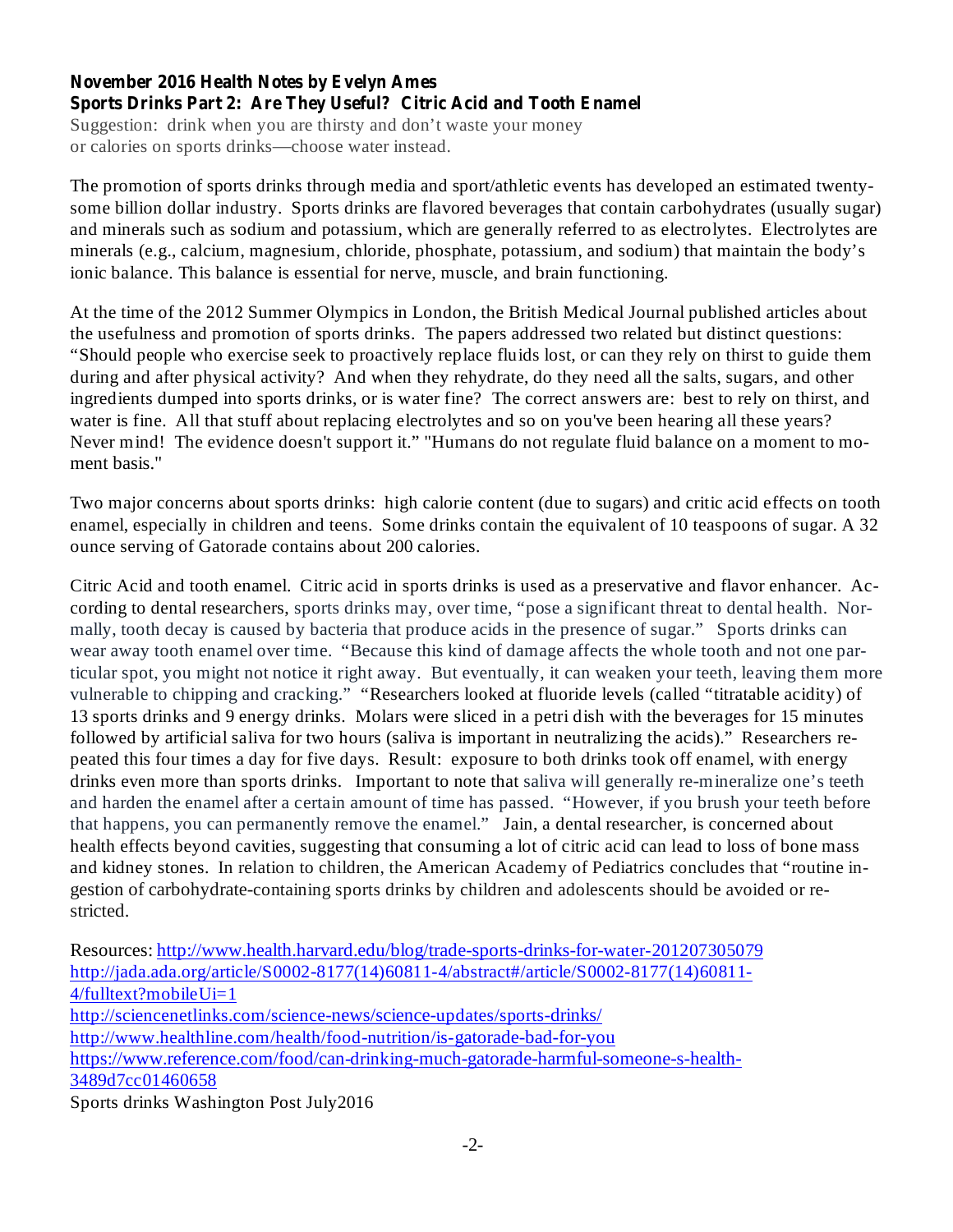**November 2016 Health Notes by Evelyn Ames**
**Sports Drinks Part 2: Are They Useful? Citric Acid and Tooth Enamel**

Suggestion: drink when you are thirsty and don't waste your money or calories on sports drinks—choose water instead.

The promotion of sports drinks through media and sport/athletic events has developed an estimated twenty-some billion dollar industry. Sports drinks are flavored beverages that contain carbohydrates (usually sugar) and minerals such as sodium and potassium, which are generally referred to as electrolytes. Electrolytes are minerals (e.g., calcium, magnesium, chloride, phosphate, potassium, and sodium) that maintain the body's ionic balance. This balance is essential for nerve, muscle, and brain functioning.

At the time of the 2012 Summer Olympics in London, the British Medical Journal published articles about the usefulness and promotion of sports drinks. The papers addressed two related but distinct questions: "Should people who exercise seek to proactively replace fluids lost, or can they rely on thirst to guide them during and after physical activity? And when they rehydrate, do they need all the salts, sugars, and other ingredients dumped into sports drinks, or is water fine? The correct answers are: best to rely on thirst, and water is fine. All that stuff about replacing electrolytes and so on you've been hearing all these years? Never mind! The evidence doesn't support it." "Humans do not regulate fluid balance on a moment to moment basis."

Two major concerns about sports drinks: high calorie content (due to sugars) and critic acid effects on tooth enamel, especially in children and teens. Some drinks contain the equivalent of 10 teaspoons of sugar. A 32 ounce serving of Gatorade contains about 200 calories.

Citric Acid and tooth enamel. Citric acid in sports drinks is used as a preservative and flavor enhancer. According to dental researchers, sports drinks may, over time, "pose a significant threat to dental health. Normally, tooth decay is caused by bacteria that produce acids in the presence of sugar." Sports drinks can wear away tooth enamel over time. "Because this kind of damage affects the whole tooth and not one particular spot, you might not notice it right away. But eventually, it can weaken your teeth, leaving them more vulnerable to chipping and cracking." "Researchers looked at fluoride levels (called "titratable acidity) of 13 sports drinks and 9 energy drinks. Molars were sliced in a petri dish with the beverages for 15 minutes followed by artificial saliva for two hours (saliva is important in neutralizing the acids)." Researchers repeated this four times a day for five days. Result: exposure to both drinks took off enamel, with energy drinks even more than sports drinks. Important to note that saliva will generally re-mineralize one's teeth and harden the enamel after a certain amount of time has passed. "However, if you brush your teeth before that happens, you can permanently remove the enamel." Jain, a dental researcher, is concerned about health effects beyond cavities, suggesting that consuming a lot of citric acid can lead to loss of bone mass and kidney stones. In relation to children, the American Academy of Pediatrics concludes that "routine ingestion of carbohydrate-containing sports drinks by children and adolescents should be avoided or restricted.

Resources: http://www.health.harvard.edu/blog/trade-sports-drinks-for-water-201207305079
http://jada.ada.org/article/S0002-8177(14)60811-4/abstract#/article/S0002-8177(14)60811-4/fulltext?mobileUi=1
http://sciencenetlinks.com/science-news/science-updates/sports-drinks/
http://www.healthline.com/health/food-nutrition/is-gatorade-bad-for-you
https://www.reference.com/food/can-drinking-much-gatorade-harmful-someone-s-health-3489d7cc01460658
Sports drinks Washington Post July2016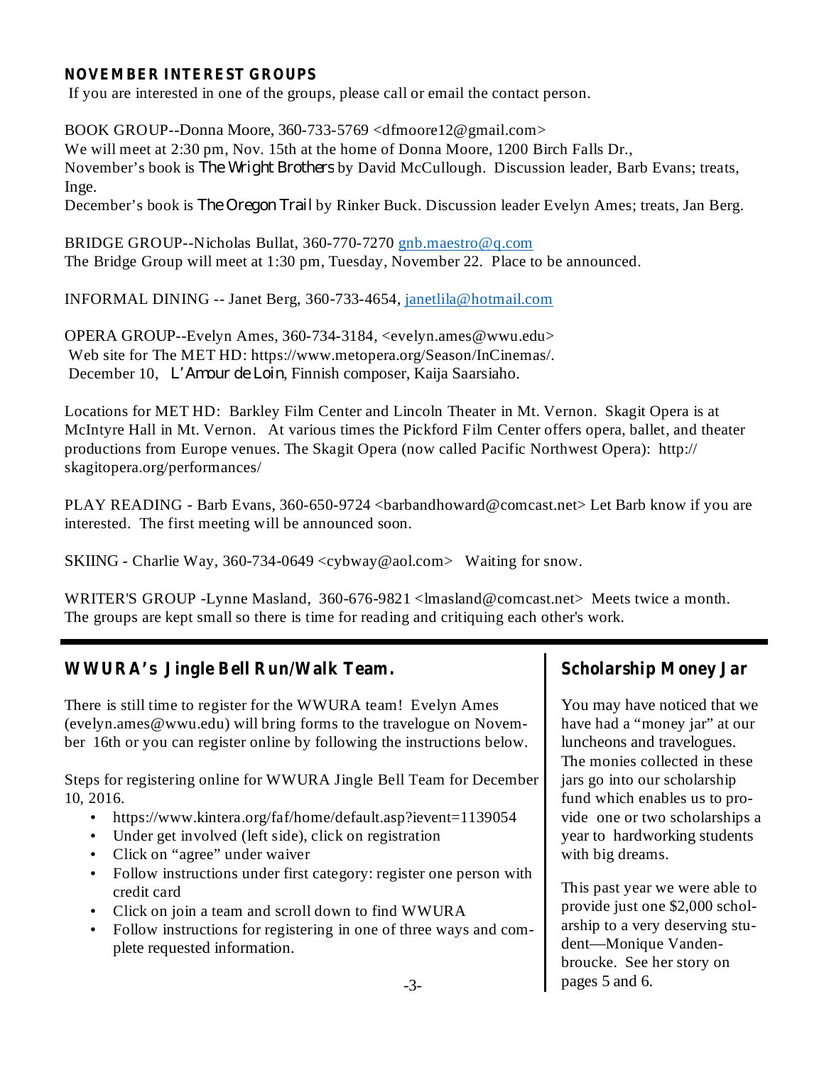## NOVEMBER INTEREST GROUPS

If you are interested in one of the groups, please call or email the contact person.

BOOK GROUP--Donna Moore, 360-733-5769 <dfmoore12@gmail.com>
We will meet at 2:30 pm, Nov. 15th at the home of Donna Moore, 1200 Birch Falls Dr.,
November's book is *The Wright Brothers* by David McCullough. Discussion leader, Barb Evans; treats, Inge.
December's book is *The Oregon Trail* by Rinker Buck. Discussion leader Evelyn Ames; treats, Jan Berg.

BRIDGE GROUP--Nicholas Bullat, 360-770-7270 gnb.maestro@q.com
The Bridge Group will meet at 1:30 pm, Tuesday, November 22. Place to be announced.

INFORMAL DINING -- Janet Berg, 360-733-4654, janetlila@hotmail.com

OPERA GROUP--Evelyn Ames, 360-734-3184, <evelyn.ames@wwu.edu>
Web site for The MET HD: https://www.metopera.org/Season/InCinemas/.
December 10, *L'Amour de Loin*, Finnish composer, Kaija Saarsiaho.

Locations for MET HD: Barkley Film Center and Lincoln Theater in Mt. Vernon. Skagit Opera is at McIntyre Hall in Mt. Vernon. At various times the Pickford Film Center offers opera, ballet, and theater productions from Europe venues. The Skagit Opera (now called Pacific Northwest Opera): http://skagitopera.org/performances/

PLAY READING - Barb Evans, 360-650-9724 <barbandhoward@comcast.net> Let Barb know if you are interested. The first meeting will be announced soon.

SKIING - Charlie Way, 360-734-0649 <cybway@aol.com> Waiting for snow.

WRITER'S GROUP -Lynne Masland, 360-676-9821 <lmasland@comcast.net> Meets twice a month. The groups are kept small so there is time for reading and critiquing each other's work.

---

## WWURA's Jingle Bell Run/Walk Team.

There is still time to register for the WWURA team! Evelyn Ames (evelyn.ames@wwu.edu) will bring forms to the travelogue on November 16th or you can register online by following the instructions below.

Steps for registering online for WWURA Jingle Bell Team for December 10, 2016.

- https://www.kintera.org/faf/home/default.asp?ievent=1139054
- Under get involved (left side), click on registration
- Click on "agree" under waiver
- Follow instructions under first category: register one person with credit card
- Click on join a team and scroll down to find WWURA
- Follow instructions for registering in one of three ways and complete requested information.

## Scholarship Money Jar

You may have noticed that we have had a "money jar" at our luncheons and travelogues. The monies collected in these jars go into our scholarship fund which enables us to provide one or two scholarships a year to hardworking students with big dreams.

This past year we were able to provide just one $2,000 scholarship to a very deserving student—Monique Vandenbroucke. See her story on pages 5 and 6.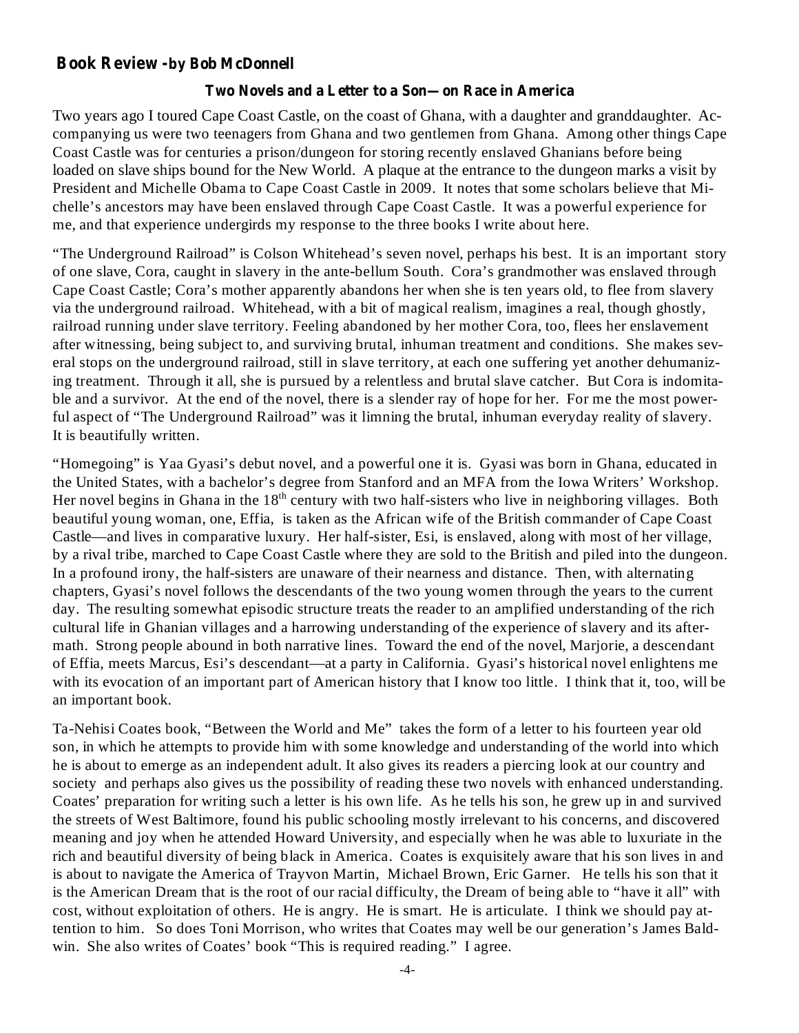## Book Review - by Bob McDonnell

### Two Novels and a Letter to a Son—on Race in America

Two years ago I toured Cape Coast Castle, on the coast of Ghana, with a daughter and granddaughter. Accompanying us were two teenagers from Ghana and two gentlemen from Ghana. Among other things Cape Coast Castle was for centuries a prison/dungeon for storing recently enslaved Ghanians before being loaded on slave ships bound for the New World. A plaque at the entrance to the dungeon marks a visit by President and Michelle Obama to Cape Coast Castle in 2009. It notes that some scholars believe that Michelle's ancestors may have been enslaved through Cape Coast Castle. It was a powerful experience for me, and that experience undergirds my response to the three books I write about here.

"The Underground Railroad" is Colson Whitehead's seven novel, perhaps his best. It is an important story of one slave, Cora, caught in slavery in the ante-bellum South. Cora's grandmother was enslaved through Cape Coast Castle; Cora's mother apparently abandons her when she is ten years old, to flee from slavery via the underground railroad. Whitehead, with a bit of magical realism, imagines a real, though ghostly, railroad running under slave territory. Feeling abandoned by her mother Cora, too, flees her enslavement after witnessing, being subject to, and surviving brutal, inhuman treatment and conditions. She makes several stops on the underground railroad, still in slave territory, at each one suffering yet another dehumanizing treatment. Through it all, she is pursued by a relentless and brutal slave catcher. But Cora is indomitable and a survivor. At the end of the novel, there is a slender ray of hope for her. For me the most powerful aspect of "The Underground Railroad" was it limning the brutal, inhuman everyday reality of slavery. It is beautifully written.

"Homegoing" is Yaa Gyasi's debut novel, and a powerful one it is. Gyasi was born in Ghana, educated in the United States, with a bachelor's degree from Stanford and an MFA from the Iowa Writers' Workshop. Her novel begins in Ghana in the 18th century with two half-sisters who live in neighboring villages. Both beautiful young woman, one, Effia, is taken as the African wife of the British commander of Cape Coast Castle—and lives in comparative luxury. Her half-sister, Esi, is enslaved, along with most of her village, by a rival tribe, marched to Cape Coast Castle where they are sold to the British and piled into the dungeon. In a profound irony, the half-sisters are unaware of their nearness and distance. Then, with alternating chapters, Gyasi's novel follows the descendants of the two young women through the years to the current day. The resulting somewhat episodic structure treats the reader to an amplified understanding of the rich cultural life in Ghanian villages and a harrowing understanding of the experience of slavery and its aftermath. Strong people abound in both narrative lines. Toward the end of the novel, Marjorie, a descendant of Effia, meets Marcus, Esi's descendant—at a party in California. Gyasi's historical novel enlightens me with its evocation of an important part of American history that I know too little. I think that it, too, will be an important book.

Ta-Nehisi Coates book, "Between the World and Me" takes the form of a letter to his fourteen year old son, in which he attempts to provide him with some knowledge and understanding of the world into which he is about to emerge as an independent adult. It also gives its readers a piercing look at our country and society and perhaps also gives us the possibility of reading these two novels with enhanced understanding. Coates' preparation for writing such a letter is his own life. As he tells his son, he grew up in and survived the streets of West Baltimore, found his public schooling mostly irrelevant to his concerns, and discovered meaning and joy when he attended Howard University, and especially when he was able to luxuriate in the rich and beautiful diversity of being black in America. Coates is exquisitely aware that his son lives in and is about to navigate the America of Trayvon Martin, Michael Brown, Eric Garner. He tells his son that it is the American Dream that is the root of our racial difficulty, the Dream of being able to "have it all" with cost, without exploitation of others. He is angry. He is smart. He is articulate. I think we should pay attention to him. So does Toni Morrison, who writes that Coates may well be our generation's James Baldwin. She also writes of Coates' book "This is required reading." I agree.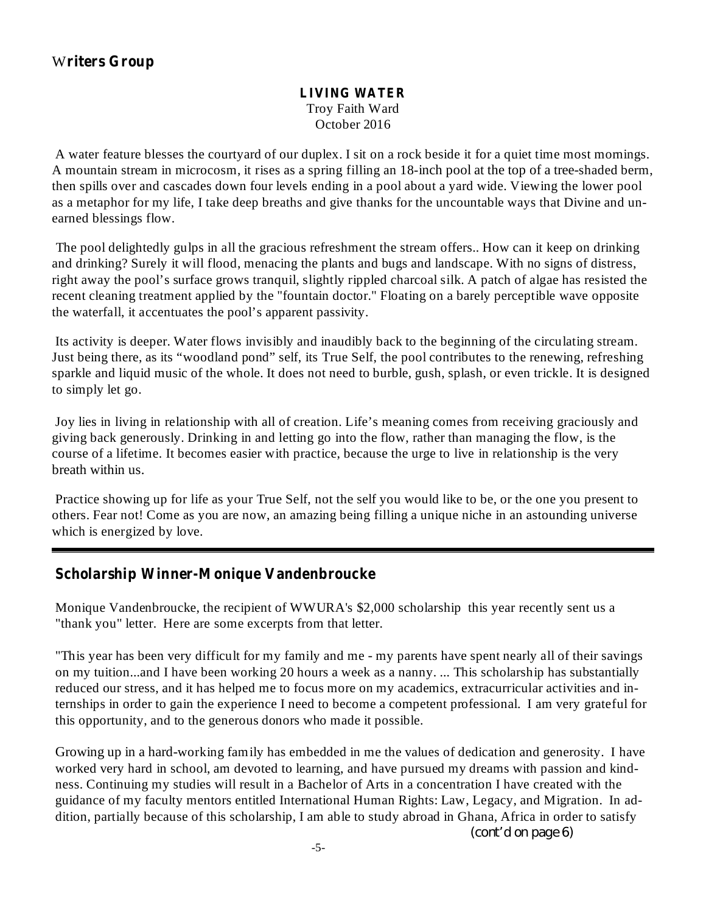## Writers Group

### LIVING WATER

Troy Faith Ward
October 2016

A water feature blesses the courtyard of our duplex. I sit on a rock beside it for a quiet time most mornings. A mountain stream in microcosm, it rises as a spring filling an 18-inch pool at the top of a tree-shaded berm, then spills over and cascades down four levels ending in a pool about a yard wide. Viewing the lower pool as a metaphor for my life, I take deep breaths and give thanks for the uncountable ways that Divine and unearned blessings flow.

The pool delightedly gulps in all the gracious refreshment the stream offers.. How can it keep on drinking and drinking? Surely it will flood, menacing the plants and bugs and landscape. With no signs of distress, right away the pool's surface grows tranquil, slightly rippled charcoal silk. A patch of algae has resisted the recent cleaning treatment applied by the "fountain doctor." Floating on a barely perceptible wave opposite the waterfall, it accentuates the pool's apparent passivity.

Its activity is deeper. Water flows invisibly and inaudibly back to the beginning of the circulating stream. Just being there, as its "woodland pond" self, its True Self, the pool contributes to the renewing, refreshing sparkle and liquid music of the whole. It does not need to burble, gush, splash, or even trickle. It is designed to simply let go.

Joy lies in living in relationship with all of creation. Life's meaning comes from receiving graciously and giving back generously. Drinking in and letting go into the flow, rather than managing the flow, is the course of a lifetime. It becomes easier with practice, because the urge to live in relationship is the very breath within us.

Practice showing up for life as your True Self, not the self you would like to be, or the one you present to others. Fear not! Come as you are now, an amazing being filling a unique niche in an astounding universe which is energized by love.

---

## Scholarship Winner-Monique Vandenbroucke

Monique Vandenbroucke, the recipient of WWURA's $2,000 scholarship this year recently sent us a "thank you" letter. Here are some excerpts from that letter.

"This year has been very difficult for my family and me - my parents have spent nearly all of their savings on my tuition...and I have been working 20 hours a week as a nanny. ... This scholarship has substantially reduced our stress, and it has helped me to focus more on my academics, extracurricular activities and internships in order to gain the experience I need to become a competent professional. I am very grateful for this opportunity, and to the generous donors who made it possible.

Growing up in a hard-working family has embedded in me the values of dedication and generosity. I have worked very hard in school, am devoted to learning, and have pursued my dreams with passion and kindness. Continuing my studies will result in a Bachelor of Arts in a concentration I have created with the guidance of my faculty mentors entitled International Human Rights: Law, Legacy, and Migration. In addition, partially because of this scholarship, I am able to study abroad in Ghana, Africa in order to satisfy

*(cont'd on page 6)*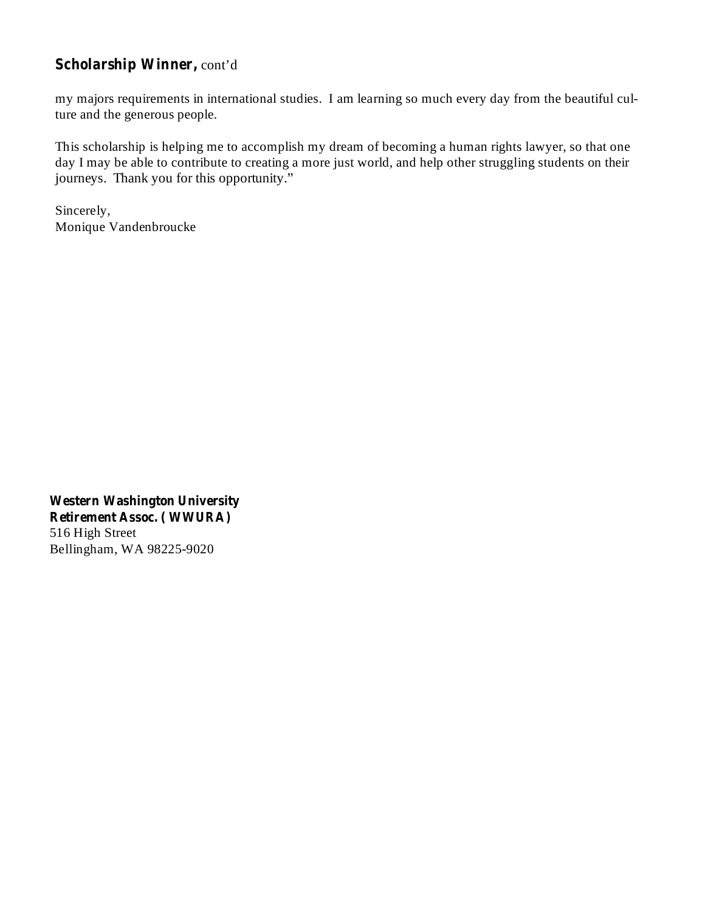**Scholarship Winner,** cont'd

my majors requirements in international studies. I am learning so much every day from the beautiful culture and the generous people.

This scholarship is helping me to accomplish my dream of becoming a human rights lawyer, so that one day I may be able to contribute to creating a more just world, and help other struggling students on their journeys. Thank you for this opportunity."

Sincerely,
Monique Vandenbroucke

**Western Washington University**
**Retirement Assoc. ( WWURA)**
516 High Street
Bellingham, WA 98225-9020